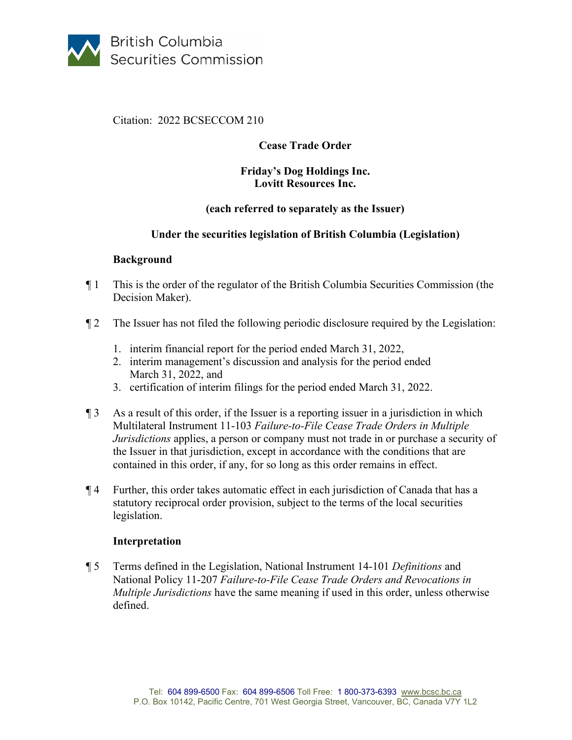British Columbia Securities Commission

Citation: 2022 BCSECCOM 210

**Cease Trade Order**

**Friday's Dog Holdings Inc.**
**Lovitt Resources Inc.**

**(each referred to separately as the Issuer)**

**Under the securities legislation of British Columbia (Legislation)**

## Background

¶ 1 This is the order of the regulator of the British Columbia Securities Commission (the Decision Maker).

¶ 2 The Issuer has not filed the following periodic disclosure required by the Legislation:

1. interim financial report for the period ended March 31, 2022,
2. interim management's discussion and analysis for the period ended March 31, 2022, and
3. certification of interim filings for the period ended March 31, 2022.

¶ 3 As a result of this order, if the Issuer is a reporting issuer in a jurisdiction in which Multilateral Instrument 11-103 *Failure-to-File Cease Trade Orders in Multiple Jurisdictions* applies, a person or company must not trade in or purchase a security of the Issuer in that jurisdiction, except in accordance with the conditions that are contained in this order, if any, for so long as this order remains in effect.

¶ 4 Further, this order takes automatic effect in each jurisdiction of Canada that has a statutory reciprocal order provision, subject to the terms of the local securities legislation.

## Interpretation

¶ 5 Terms defined in the Legislation, National Instrument 14-101 *Definitions* and National Policy 11-207 *Failure-to-File Cease Trade Orders and Revocations in Multiple Jurisdictions* have the same meaning if used in this order, unless otherwise defined.

Tel: 604 899-6500 Fax: 604 899-6506 Toll Free: 1 800-373-6393 www.bcsc.bc.ca
P.O. Box 10142, Pacific Centre, 701 West Georgia Street, Vancouver, BC, Canada V7Y 1L2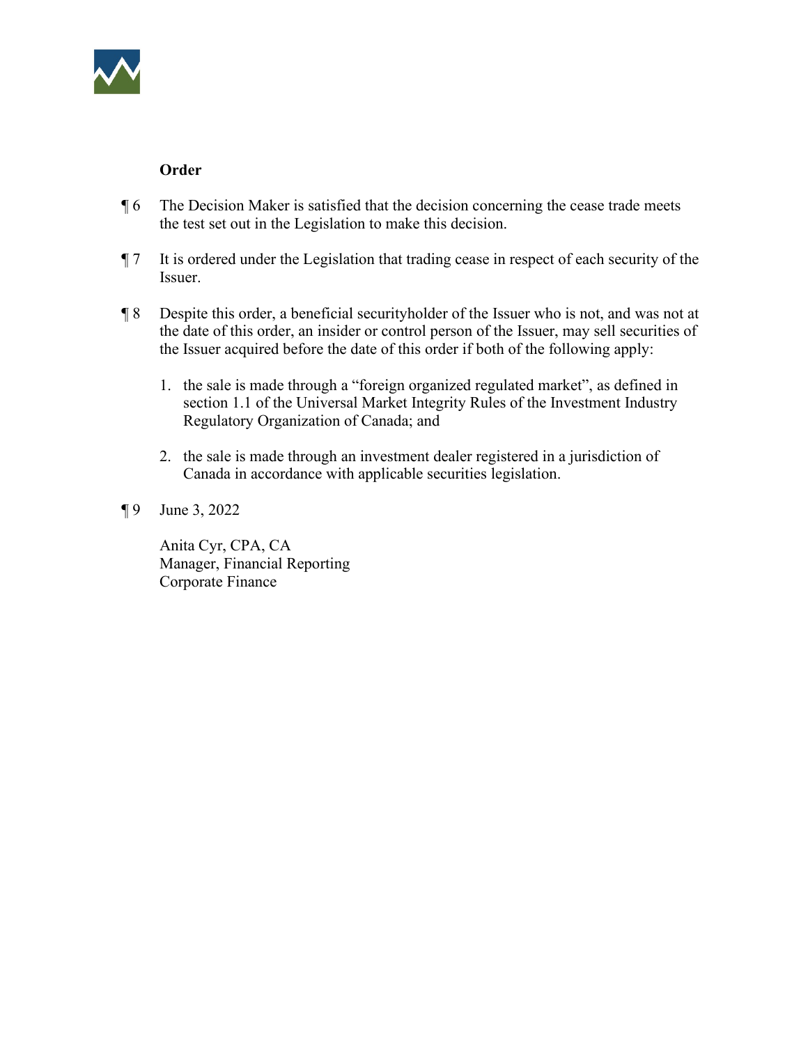**Order**

¶ 6 The Decision Maker is satisfied that the decision concerning the cease trade meets the test set out in the Legislation to make this decision.

¶ 7 It is ordered under the Legislation that trading cease in respect of each security of the Issuer.

¶ 8 Despite this order, a beneficial securityholder of the Issuer who is not, and was not at the date of this order, an insider or control person of the Issuer, may sell securities of the Issuer acquired before the date of this order if both of the following apply:

1. the sale is made through a "foreign organized regulated market", as defined in section 1.1 of the Universal Market Integrity Rules of the Investment Industry Regulatory Organization of Canada; and

2. the sale is made through an investment dealer registered in a jurisdiction of Canada in accordance with applicable securities legislation.

¶ 9 June 3, 2022

Anita Cyr, CPA, CA
Manager, Financial Reporting
Corporate Finance